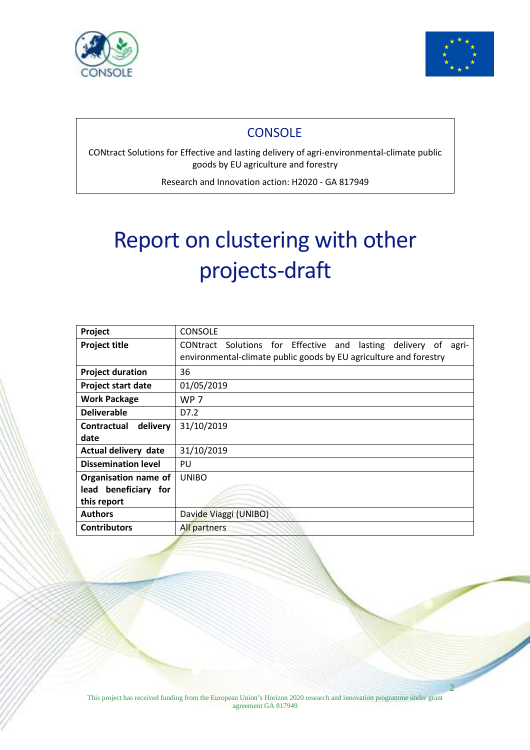CONSOLE

CONtract Solutions for Effective and lasting delivery of agri-environmental-climate public goods by EU agriculture and forestry

Research and Innovation action: H2020 - GA 817949

# Report on clustering with other projects-draft

| Project | CONSOLE |
|---|---|
| Project title | CONtract Solutions for Effective and lasting delivery of agri-environmental-climate public goods by EU agriculture and forestry |
| Project duration | 36 |
| Project start date | 01/05/2019 |
| Work Package | WP 7 |
| Deliverable | D7.2 |
| Contractual delivery date | 31/10/2019 |
| Actual delivery date | 31/10/2019 |
| Dissemination level | PU |
| Organisation name of lead beneficiary for this report | UNIBO |
| Authors | Davide Viaggi (UNIBO) |
| Contributors | All partners |

This project has received funding from the European Union's Horizon 2020 research and innovation programme under grant agreement GA 817949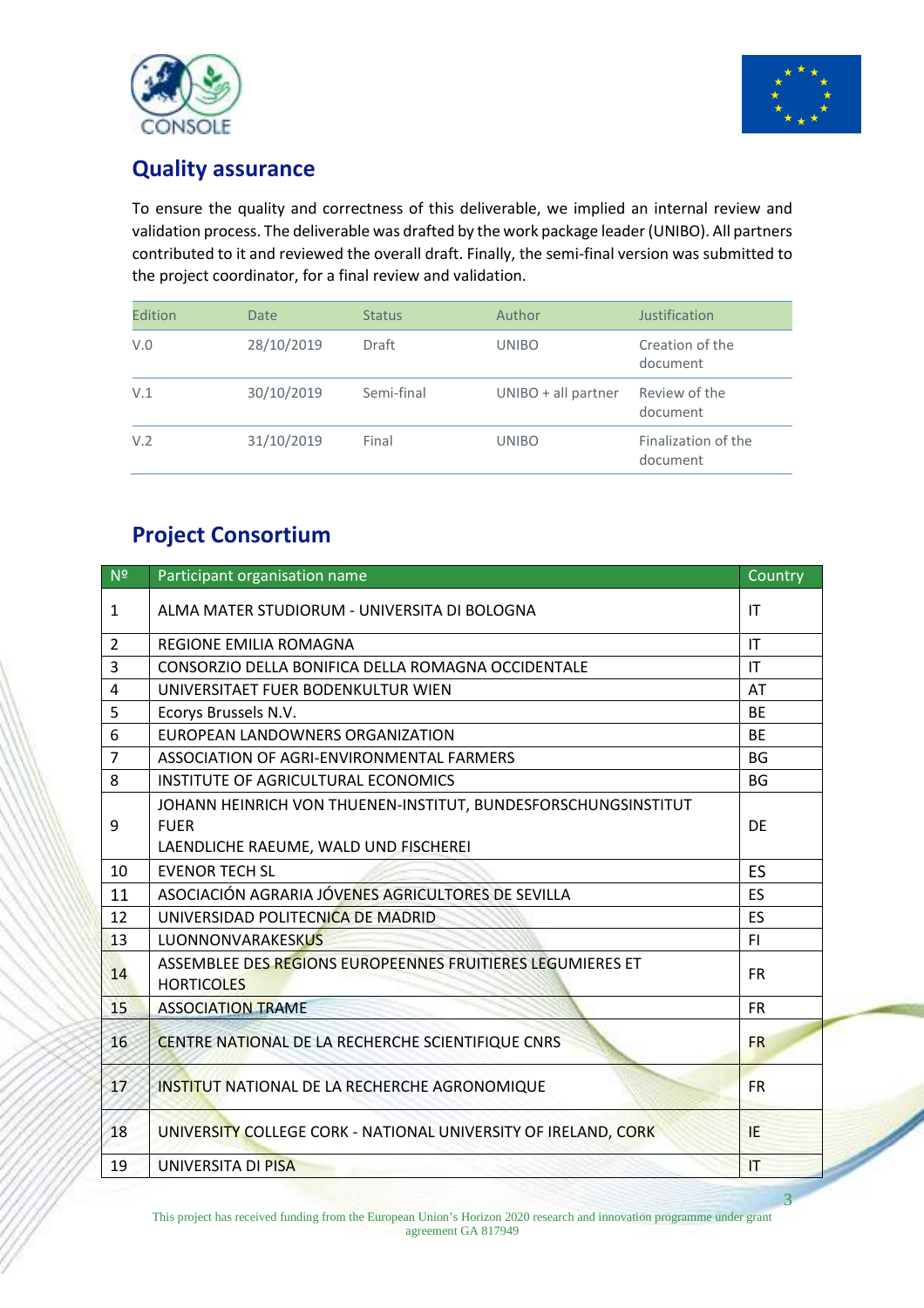## Quality assurance

To ensure the quality and correctness of this deliverable, we implied an internal review and validation process. The deliverable was drafted by the work package leader (UNIBO). All partners contributed to it and reviewed the overall draft. Finally, the semi-final version was submitted to the project coordinator, for a final review and validation.

| Edition | Date | Status | Author | Justification |
|---|---|---|---|---|
| V.0 | 28/10/2019 | Draft | UNIBO | Creation of the document |
| V.1 | 30/10/2019 | Semi-final | UNIBO + all partner | Review of the document |
| V.2 | 31/10/2019 | Final | UNIBO | Finalization of the document |

## Project Consortium

| Nº | Participant organisation name | Country |
|---|---|---|
| 1 | ALMA MATER STUDIORUM - UNIVERSITA DI BOLOGNA | IT |
| 2 | REGIONE EMILIA ROMAGNA | IT |
| 3 | CONSORZIO DELLA BONIFICA DELLA ROMAGNA OCCIDENTALE | IT |
| 4 | UNIVERSITAET FUER BODENKULTUR WIEN | AT |
| 5 | Ecorys Brussels N.V. | BE |
| 6 | EUROPEAN LANDOWNERS ORGANIZATION | BE |
| 7 | ASSOCIATION OF AGRI-ENVIRONMENTAL FARMERS | BG |
| 8 | INSTITUTE OF AGRICULTURAL ECONOMICS | BG |
| 9 | JOHANN HEINRICH VON THUENEN-INSTITUT, BUNDESFORSCHUNGSINSTITUT FUER LAENDLICHE RAEUME, WALD UND FISCHEREI | DE |
| 10 | EVENOR TECH SL | ES |
| 11 | ASOCIACIÓN AGRARIA JÓVENES AGRICULTORES DE SEVILLA | ES |
| 12 | UNIVERSIDAD POLITECNICA DE MADRID | ES |
| 13 | LUONNONVARAKESKUS | FI |
| 14 | ASSEMBLEE DES REGIONS EUROPEENNES FRUITIERES LEGUMIERES ET HORTICOLES | FR |
| 15 | ASSOCIATION TRAME | FR |
| 16 | CENTRE NATIONAL DE LA RECHERCHE SCIENTIFIQUE CNRS | FR |
| 17 | INSTITUT NATIONAL DE LA RECHERCHE AGRONOMIQUE | FR |
| 18 | UNIVERSITY COLLEGE CORK - NATIONAL UNIVERSITY OF IRELAND, CORK | IE |
| 19 | UNIVERSITA DI PISA | IT |

This project has received funding from the European Union's Horizon 2020 research and innovation programme under grant agreement GA 817949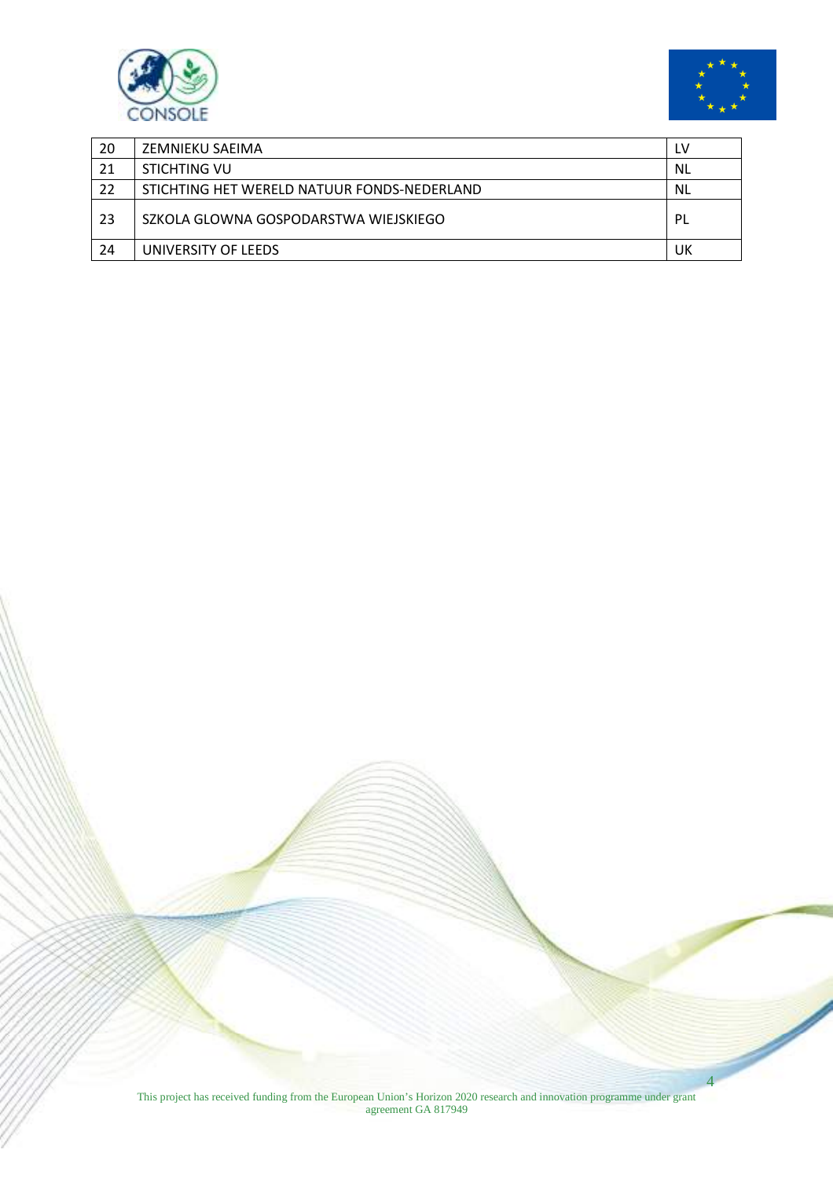| 20 | ZEMNIEKU SAEIMA | LV |
|---|---|---|
| 21 | STICHTING VU | NL |
| 22 | STICHTING HET WERELD NATUUR FONDS-NEDERLAND | NL |
| 23 | SZKOLA GLOWNA GOSPODARSTWA WIEJSKIEGO | PL |
| 24 | UNIVERSITY OF LEEDS | UK |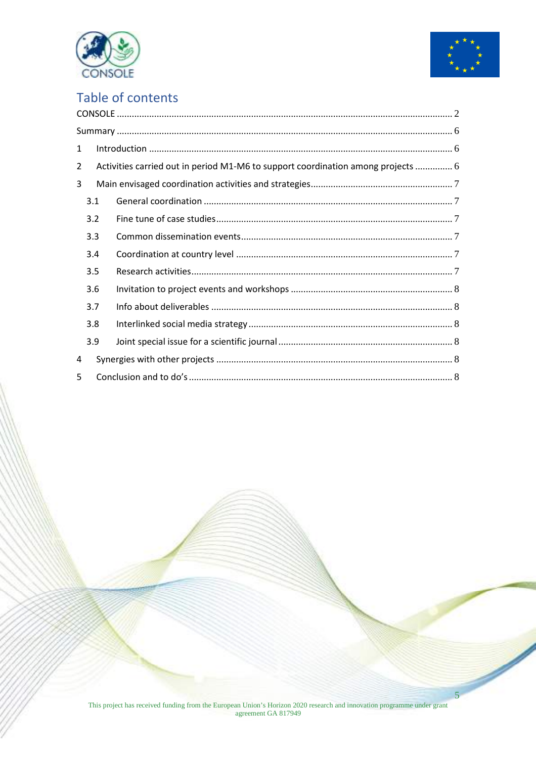# Table of contents

CONSOLE ..... 2

Summary ..... 6

1 Introduction ..... 6

2 Activities carried out in period M1-M6 to support coordination among projects ..... 6

3 Main envisaged coordination activities and strategies ..... 7

- 3.1 General coordination ..... 7
- 3.2 Fine tune of case studies ..... 7
- 3.3 Common dissemination events ..... 7
- 3.4 Coordination at country level ..... 7
- 3.5 Research activities ..... 7
- 3.6 Invitation to project events and workshops ..... 8
- 3.7 Info about deliverables ..... 8
- 3.8 Interlinked social media strategy ..... 8
- 3.9 Joint special issue for a scientific journal ..... 8

4 Synergies with other projects ..... 8

5 Conclusion and to do's ..... 8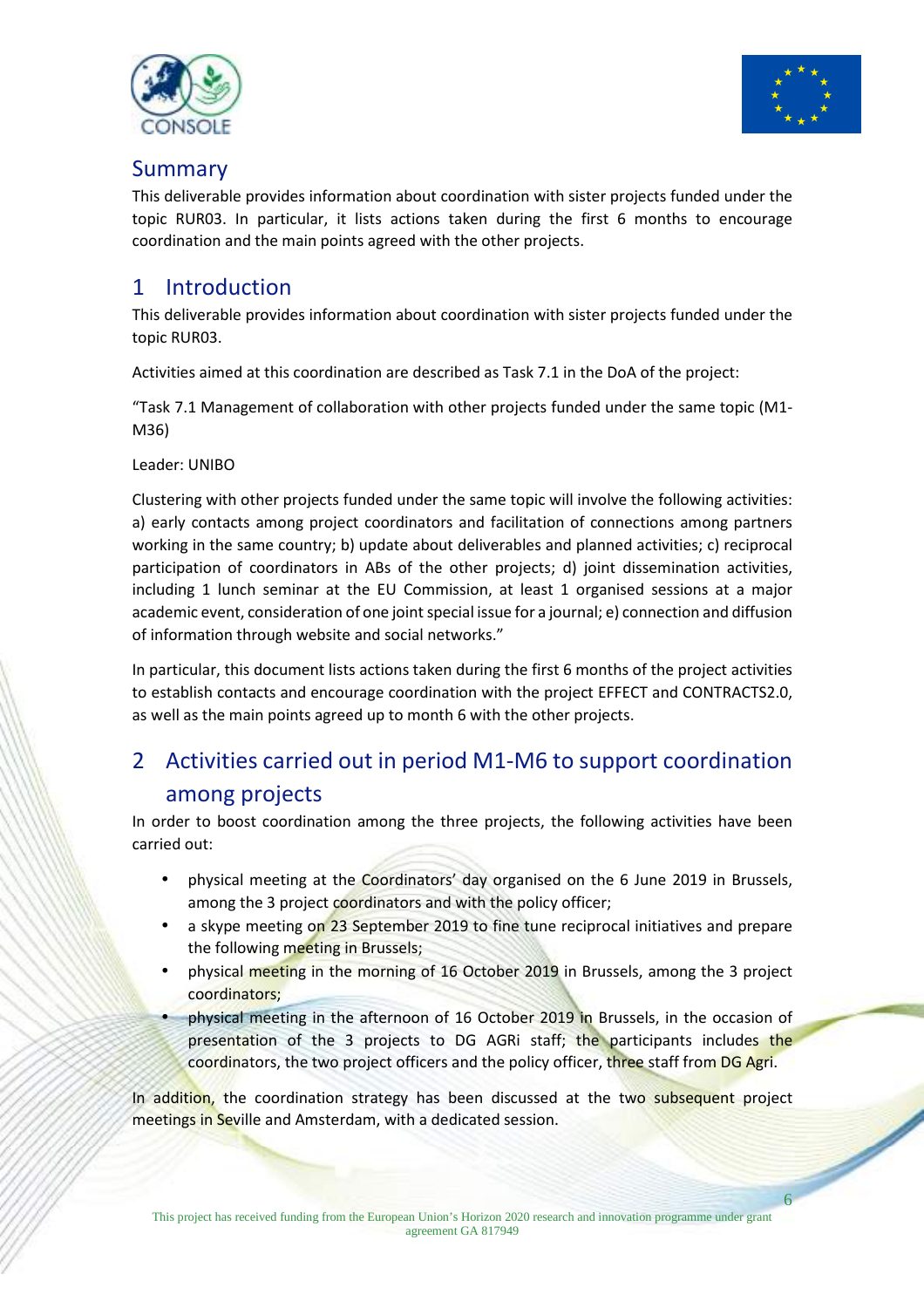## Summary

This deliverable provides information about coordination with sister projects funded under the topic RUR03. In particular, it lists actions taken during the first 6 months to encourage coordination and the main points agreed with the other projects.

# 1 Introduction

This deliverable provides information about coordination with sister projects funded under the topic RUR03.

Activities aimed at this coordination are described as Task 7.1 in the DoA of the project:

"Task 7.1 Management of collaboration with other projects funded under the same topic (M1-M36)

Leader: UNIBO

Clustering with other projects funded under the same topic will involve the following activities: a) early contacts among project coordinators and facilitation of connections among partners working in the same country; b) update about deliverables and planned activities; c) reciprocal participation of coordinators in ABs of the other projects; d) joint dissemination activities, including 1 lunch seminar at the EU Commission, at least 1 organised sessions at a major academic event, consideration of one joint special issue for a journal; e) connection and diffusion of information through website and social networks."

In particular, this document lists actions taken during the first 6 months of the project activities to establish contacts and encourage coordination with the project EFFECT and CONTRACTS2.0, as well as the main points agreed up to month 6 with the other projects.

# 2 Activities carried out in period M1-M6 to support coordination among projects

In order to boost coordination among the three projects, the following activities have been carried out:

- physical meeting at the Coordinators' day organised on the 6 June 2019 in Brussels, among the 3 project coordinators and with the policy officer;
- a skype meeting on 23 September 2019 to fine tune reciprocal initiatives and prepare the following meeting in Brussels;
- physical meeting in the morning of 16 October 2019 in Brussels, among the 3 project coordinators;
- physical meeting in the afternoon of 16 October 2019 in Brussels, in the occasion of presentation of the 3 projects to DG AGRi staff; the participants includes the coordinators, the two project officers and the policy officer, three staff from DG Agri.

In addition, the coordination strategy has been discussed at the two subsequent project meetings in Seville and Amsterdam, with a dedicated session.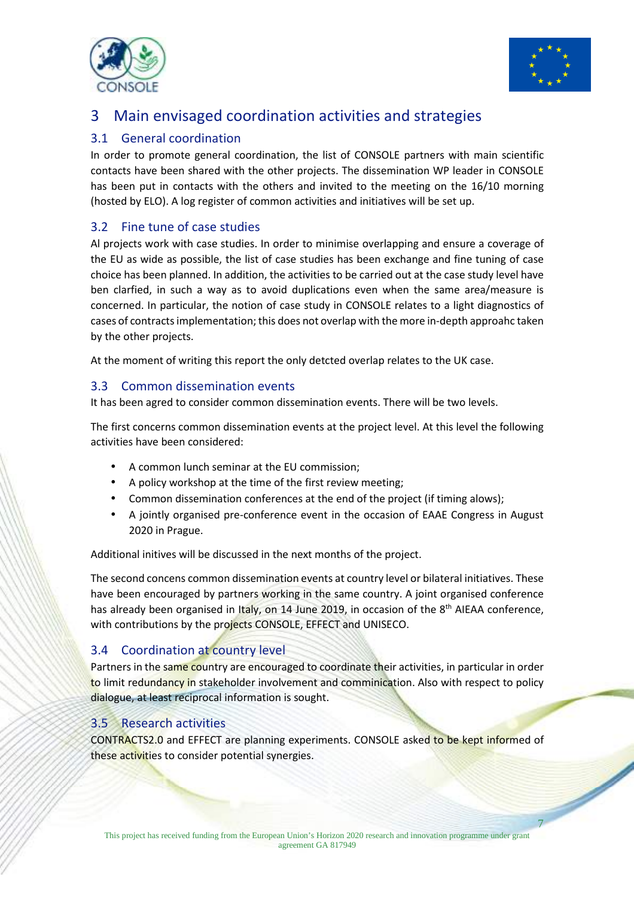# 3 Main envisaged coordination activities and strategies

## 3.1 General coordination

In order to promote general coordination, the list of CONSOLE partners with main scientific contacts have been shared with the other projects. The dissemination WP leader in CONSOLE has been put in contacts with the others and invited to the meeting on the 16/10 morning (hosted by ELO). A log register of common activities and initiatives will be set up.

## 3.2 Fine tune of case studies

Al projects work with case studies. In order to minimise overlapping and ensure a coverage of the EU as wide as possible, the list of case studies has been exchange and fine tuning of case choice has been planned. In addition, the activities to be carried out at the case study level have ben clarfied, in such a way as to avoid duplications even when the same area/measure is concerned. In particular, the notion of case study in CONSOLE relates to a light diagnostics of cases of contracts implementation; this does not overlap with the more in-depth approahc taken by the other projects.

At the moment of writing this report the only detcted overlap relates to the UK case.

## 3.3 Common dissemination events

It has been agred to consider common dissemination events. There will be two levels.

The first concerns common dissemination events at the project level. At this level the following activities have been considered:

- A common lunch seminar at the EU commission;
- A policy workshop at the time of the first review meeting;
- Common dissemination conferences at the end of the project (if timing allows);
- A jointly organised pre-conference event in the occasion of EAAE Congress in August 2020 in Prague.

Additional initives will be discussed in the next months of the project.

The second concens common dissemination events at country level or bilateral initiatives. These have been encouraged by partners working in the same country. A joint organised conference has already been organised in Italy, on 14 June 2019, in occasion of the 8th AIEAA conference, with contributions by the projects CONSOLE, EFFECT and UNISECO.

## 3.4 Coordination at country level

Partners in the same country are encouraged to coordinate their activities, in particular in order to limit redundancy in stakeholder involvement and comminication. Also with respect to policy dialogue, at least reciprocal information is sought.

## 3.5 Research activities

CONTRACTS2.0 and EFFECT are planning experiments. CONSOLE asked to be kept informed of these activities to consider potential synergies.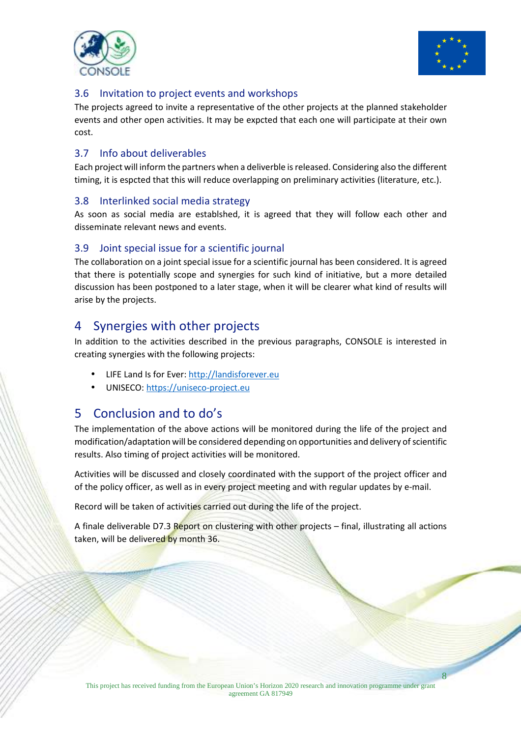### 3.6 Invitation to project events and workshops

The projects agreed to invite a representative of the other projects at the planned stakeholder events and other open activities. It may be expcted that each one will participate at their own cost.

### 3.7 Info about deliverables

Each project will inform the partners when a deliverble is released. Considering also the different timing, it is espcted that this will reduce overlapping on preliminary activities (literature, etc.).

### 3.8 Interlinked social media strategy

As soon as social media are establshed, it is agreed that they will follow each other and disseminate relevant news and events.

### 3.9 Joint special issue for a scientific journal

The collaboration on a joint special issue for a scientific journal has been considered. It is agreed that there is potentially scope and synergies for such kind of initiative, but a more detailed discussion has been postponed to a later stage, when it will be clearer what kind of results will arise by the projects.

## 4 Synergies with other projects

In addition to the activities described in the previous paragraphs, CONSOLE is interested in creating synergies with the following projects:

- LIFE Land Is for Ever: http://landisforever.eu
- UNISECO: https://uniseco-project.eu

## 5 Conclusion and to do's

The implementation of the above actions will be monitored during the life of the project and modification/adaptation will be considered depending on opportunities and delivery of scientific results. Also timing of project activities will be monitored.

Activities will be discussed and closely coordinated with the support of the project officer and of the policy officer, as well as in every project meeting and with regular updates by e-mail.

Record will be taken of activities carried out during the life of the project.

A finale deliverable D7.3 Report on clustering with other projects – final, illustrating all actions taken, will be delivered by month 36.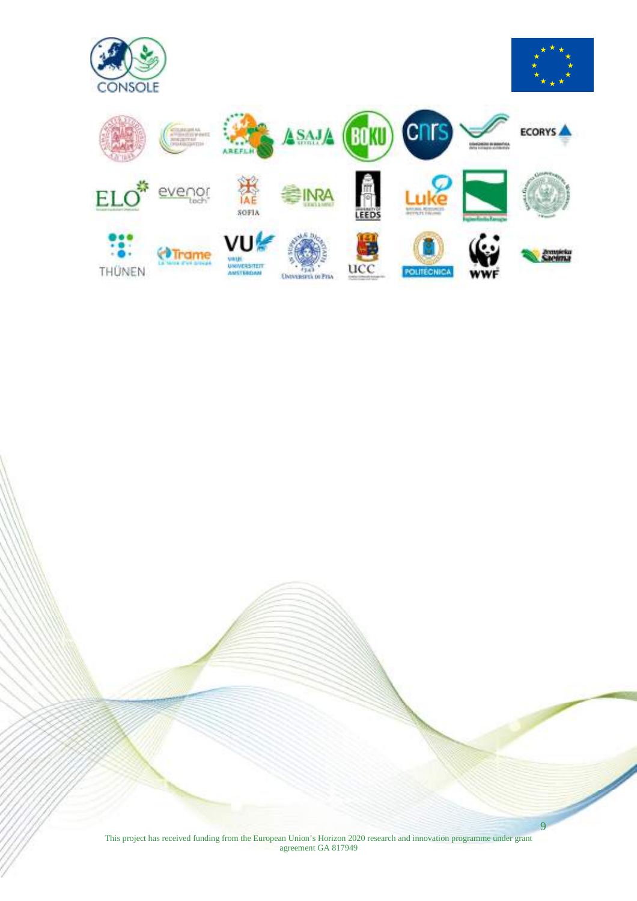This project has received funding from the European Union's Horizon 2020 research and innovation programme under grant agreement GA 817949